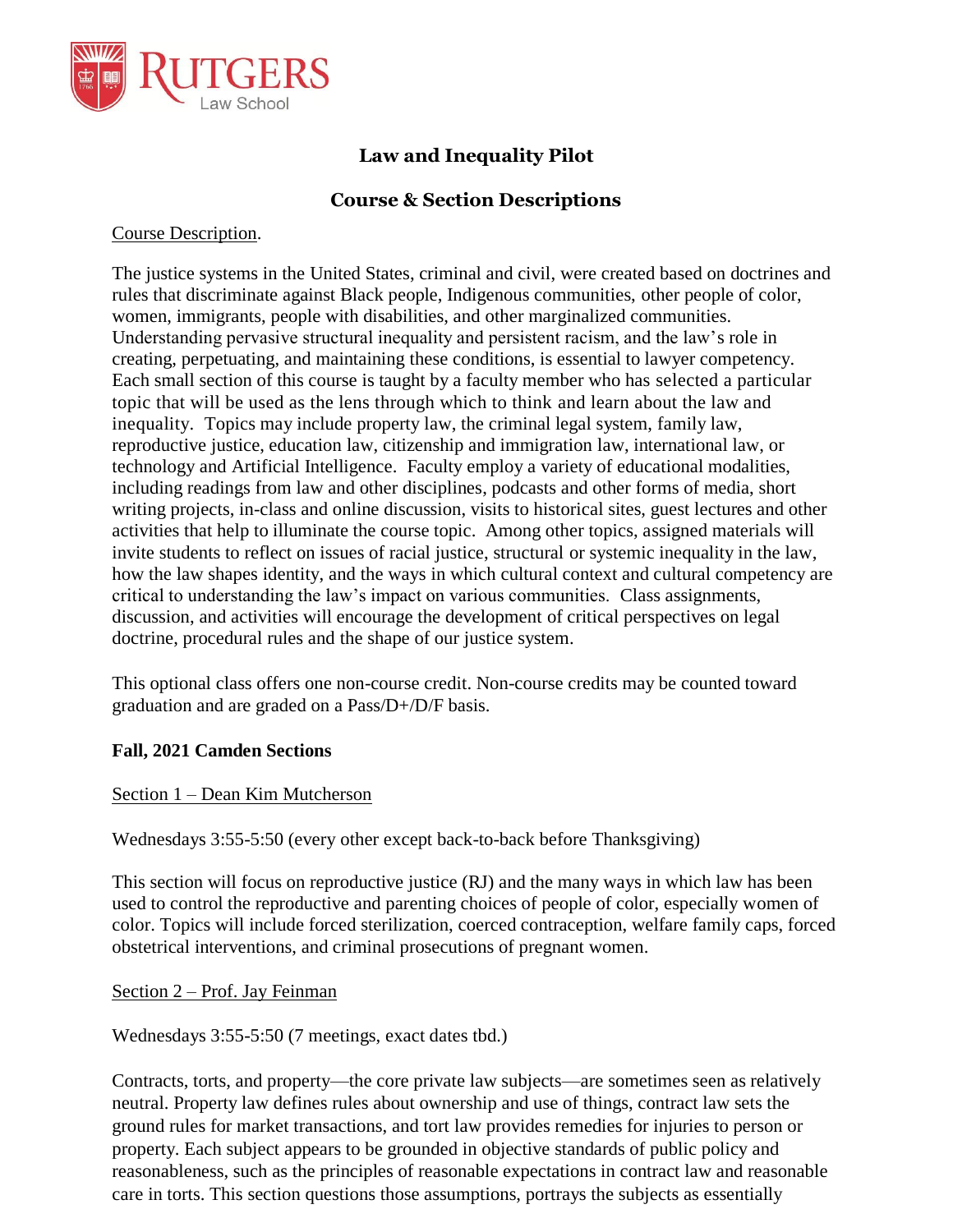# Law and Inequality Pilot

## Course & Section Descriptions

Course Description.

The justice systems in the United States, criminal and civil, were created based on doctrines and rules that discriminate against Black people, Indigenous communities, other people of color, women, immigrants, people with disabilities, and other marginalized communities. Understanding pervasive structural inequality and persistent racism, and the law's role in creating, perpetuating, and maintaining these conditions, is essential to lawyer competency. Each small section of this course is taught by a faculty member who has selected a particular topic that will be used as the lens through which to think and learn about the law and inequality. Topics may include property law, the criminal legal system, family law, reproductive justice, education law, citizenship and immigration law, international law, or technology and Artificial Intelligence. Faculty employ a variety of educational modalities, including readings from law and other disciplines, podcasts and other forms of media, short writing projects, in-class and online discussion, visits to historical sites, guest lectures and other activities that help to illuminate the course topic. Among other topics, assigned materials will invite students to reflect on issues of racial justice, structural or systemic inequality in the law, how the law shapes identity, and the ways in which cultural context and cultural competency are critical to understanding the law's impact on various communities. Class assignments, discussion, and activities will encourage the development of critical perspectives on legal doctrine, procedural rules and the shape of our justice system.

This optional class offers one non-course credit. Non-course credits may be counted toward graduation and are graded on a Pass/D+/D/F basis.

**Fall, 2021 Camden Sections**

Section 1 – Dean Kim Mutcherson

Wednesdays 3:55-5:50 (every other except back-to-back before Thanksgiving)

This section will focus on reproductive justice (RJ) and the many ways in which law has been used to control the reproductive and parenting choices of people of color, especially women of color. Topics will include forced sterilization, coerced contraception, welfare family caps, forced obstetrical interventions, and criminal prosecutions of pregnant women.

Section 2 – Prof. Jay Feinman

Wednesdays 3:55-5:50 (7 meetings, exact dates tbd.)

Contracts, torts, and property—the core private law subjects—are sometimes seen as relatively neutral. Property law defines rules about ownership and use of things, contract law sets the ground rules for market transactions, and tort law provides remedies for injuries to person or property. Each subject appears to be grounded in objective standards of public policy and reasonableness, such as the principles of reasonable expectations in contract law and reasonable care in torts. This section questions those assumptions, portrays the subjects as essentially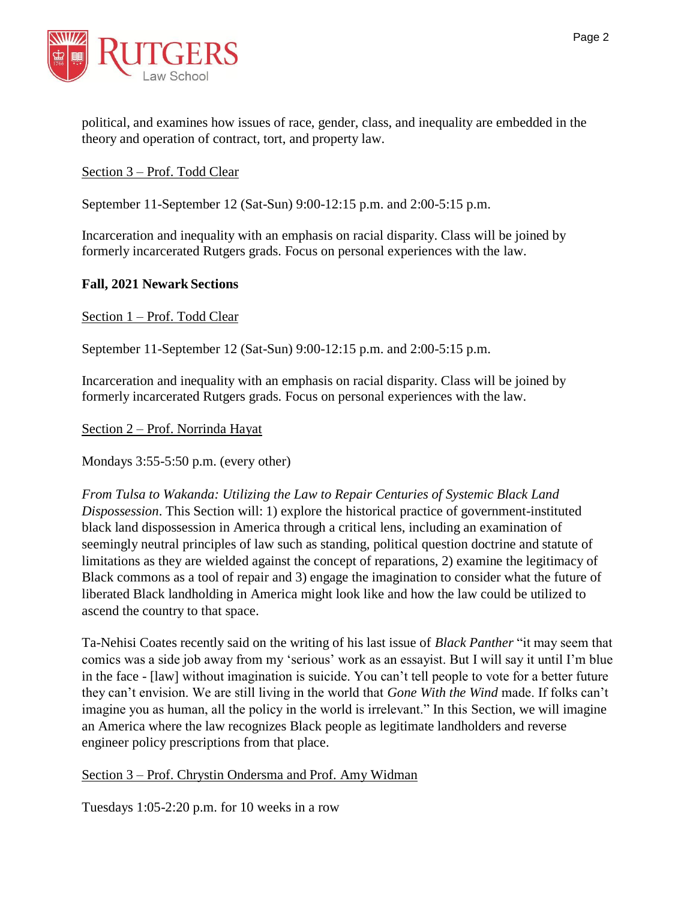political, and examines how issues of race, gender, class, and inequality are embedded in the theory and operation of contract, tort, and property law.

Section 3 – Prof. Todd Clear

September 11-September 12 (Sat-Sun) 9:00-12:15 p.m. and 2:00-5:15 p.m.

Incarceration and inequality with an emphasis on racial disparity. Class will be joined by formerly incarcerated Rutgers grads. Focus on personal experiences with the law.

**Fall, 2021 Newark Sections**

Section 1 – Prof. Todd Clear

September 11-September 12 (Sat-Sun) 9:00-12:15 p.m. and 2:00-5:15 p.m.

Incarceration and inequality with an emphasis on racial disparity. Class will be joined by formerly incarcerated Rutgers grads. Focus on personal experiences with the law.

Section 2 – Prof. Norrinda Hayat

Mondays 3:55-5:50 p.m. (every other)

*From Tulsa to Wakanda: Utilizing the Law to Repair Centuries of Systemic Black Land Dispossession*. This Section will: 1) explore the historical practice of government-instituted black land dispossession in America through a critical lens, including an examination of seemingly neutral principles of law such as standing, political question doctrine and statute of limitations as they are wielded against the concept of reparations, 2) examine the legitimacy of Black commons as a tool of repair and 3) engage the imagination to consider what the future of liberated Black landholding in America might look like and how the law could be utilized to ascend the country to that space.

Ta-Nehisi Coates recently said on the writing of his last issue of *Black Panther* "it may seem that comics was a side job away from my 'serious' work as an essayist. But I will say it until I'm blue in the face - [law] without imagination is suicide. You can't tell people to vote for a better future they can't envision. We are still living in the world that *Gone With the Wind* made. If folks can't imagine you as human, all the policy in the world is irrelevant." In this Section, we will imagine an America where the law recognizes Black people as legitimate landholders and reverse engineer policy prescriptions from that place.

Section 3 – Prof. Chrystin Ondersma and Prof. Amy Widman

Tuesdays 1:05-2:20 p.m. for 10 weeks in a row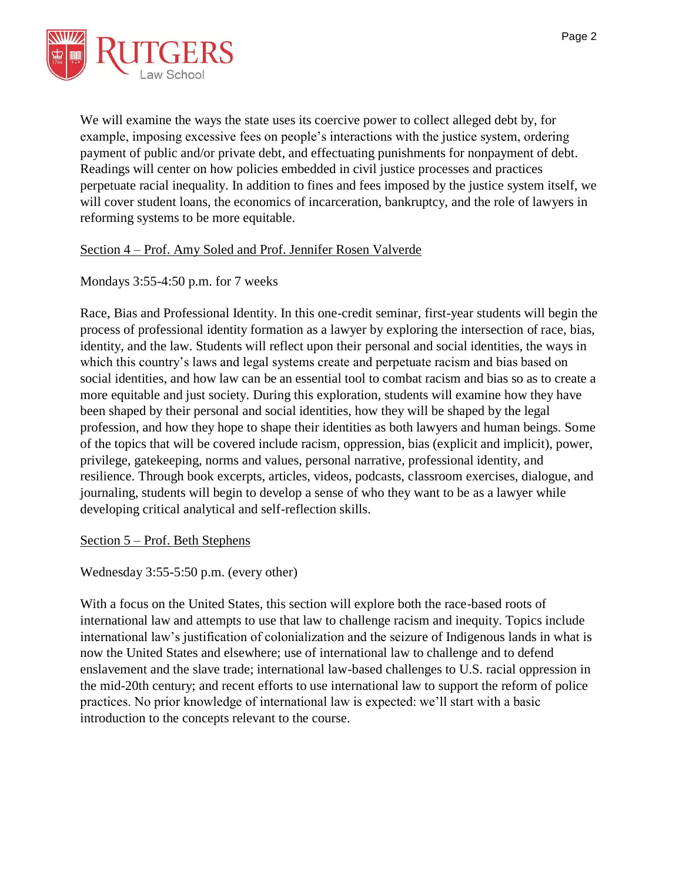We will examine the ways the state uses its coercive power to collect alleged debt by, for example, imposing excessive fees on people's interactions with the justice system, ordering payment of public and/or private debt, and effectuating punishments for nonpayment of debt. Readings will center on how policies embedded in civil justice processes and practices perpetuate racial inequality. In addition to fines and fees imposed by the justice system itself, we will cover student loans, the economics of incarceration, bankruptcy, and the role of lawyers in reforming systems to be more equitable.

<u>Section 4 – Prof. Amy Soled and Prof. Jennifer Rosen Valverde</u>

Mondays 3:55-4:50 p.m. for 7 weeks

Race, Bias and Professional Identity. In this one-credit seminar, first-year students will begin the process of professional identity formation as a lawyer by exploring the intersection of race, bias, identity, and the law. Students will reflect upon their personal and social identities, the ways in which this country's laws and legal systems create and perpetuate racism and bias based on social identities, and how law can be an essential tool to combat racism and bias so as to create a more equitable and just society. During this exploration, students will examine how they have been shaped by their personal and social identities, how they will be shaped by the legal profession, and how they hope to shape their identities as both lawyers and human beings. Some of the topics that will be covered include racism, oppression, bias (explicit and implicit), power, privilege, gatekeeping, norms and values, personal narrative, professional identity, and resilience. Through book excerpts, articles, videos, podcasts, classroom exercises, dialogue, and journaling, students will begin to develop a sense of who they want to be as a lawyer while developing critical analytical and self-reflection skills.

<u>Section 5 – Prof. Beth Stephens</u>

Wednesday 3:55-5:50 p.m. (every other)

With a focus on the United States, this section will explore both the race-based roots of international law and attempts to use that law to challenge racism and inequity. Topics include international law's justification of colonialization and the seizure of Indigenous lands in what is now the United States and elsewhere; use of international law to challenge and to defend enslavement and the slave trade; international law-based challenges to U.S. racial oppression in the mid-20th century; and recent efforts to use international law to support the reform of police practices. No prior knowledge of international law is expected: we'll start with a basic introduction to the concepts relevant to the course.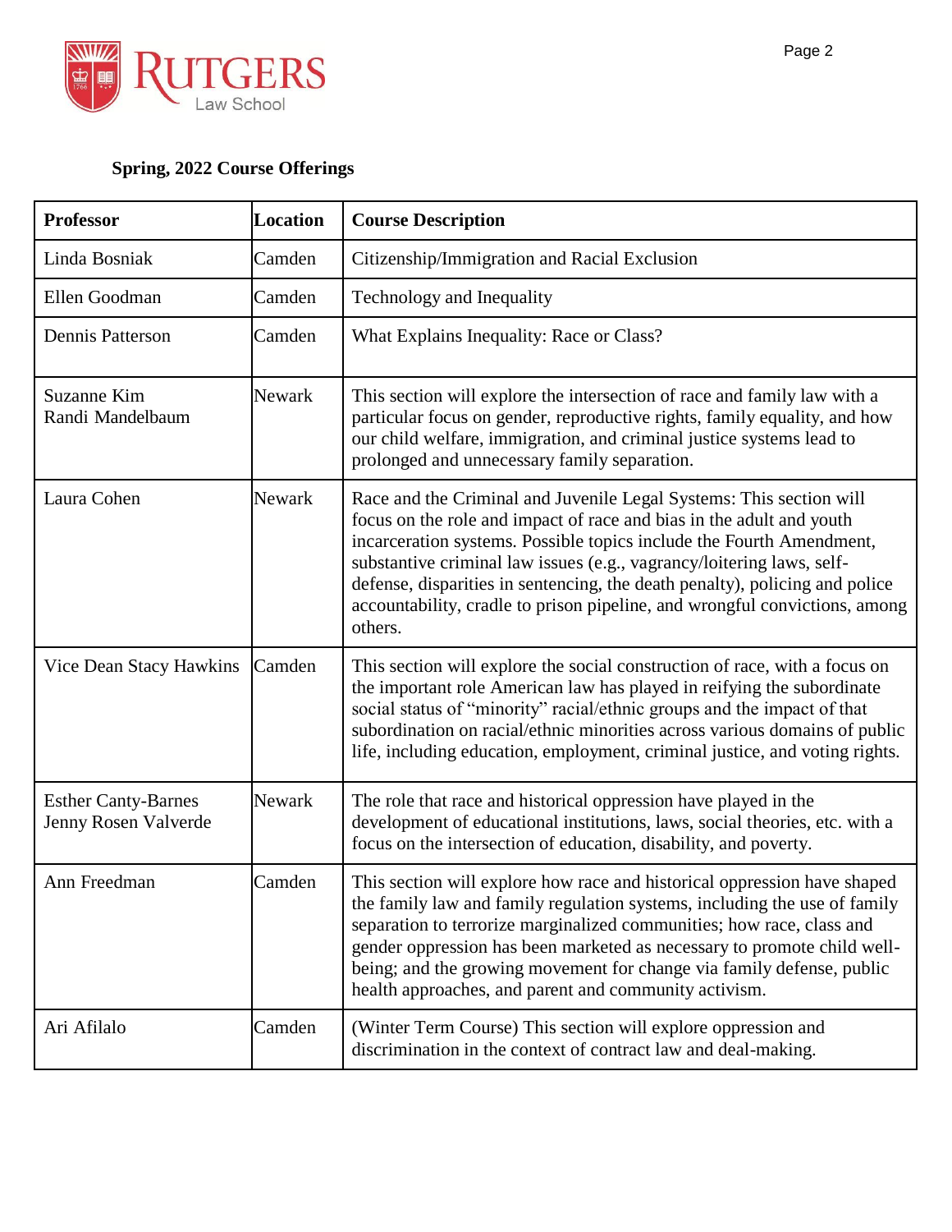**Spring, 2022 Course Offerings**

| Professor | Location | Course Description |
|---|---|---|
| Linda Bosniak | Camden | Citizenship/Immigration and Racial Exclusion |
| Ellen Goodman | Camden | Technology and Inequality |
| Dennis Patterson | Camden | What Explains Inequality: Race or Class? |
| Suzanne Kim<br>Randi Mandelbaum | Newark | This section will explore the intersection of race and family law with a particular focus on gender, reproductive rights, family equality, and how our child welfare, immigration, and criminal justice systems lead to prolonged and unnecessary family separation. |
| Laura Cohen | Newark | Race and the Criminal and Juvenile Legal Systems: This section will focus on the role and impact of race and bias in the adult and youth incarceration systems. Possible topics include the Fourth Amendment, substantive criminal law issues (e.g., vagrancy/loitering laws, self-defense, disparities in sentencing, the death penalty), policing and police accountability, cradle to prison pipeline, and wrongful convictions, among others. |
| Vice Dean Stacy Hawkins | Camden | This section will explore the social construction of race, with a focus on the important role American law has played in reifying the subordinate social status of "minority" racial/ethnic groups and the impact of that subordination on racial/ethnic minorities across various domains of public life, including education, employment, criminal justice, and voting rights. |
| Esther Canty-Barnes<br>Jenny Rosen Valverde | Newark | The role that race and historical oppression have played in the development of educational institutions, laws, social theories, etc. with a focus on the intersection of education, disability, and poverty. |
| Ann Freedman | Camden | This section will explore how race and historical oppression have shaped the family law and family regulation systems, including the use of family separation to terrorize marginalized communities; how race, class and gender oppression has been marketed as necessary to promote child well-being; and the growing movement for change via family defense, public health approaches, and parent and community activism. |
| Ari Afilalo | Camden | (Winter Term Course) This section will explore oppression and discrimination in the context of contract law and deal-making. |